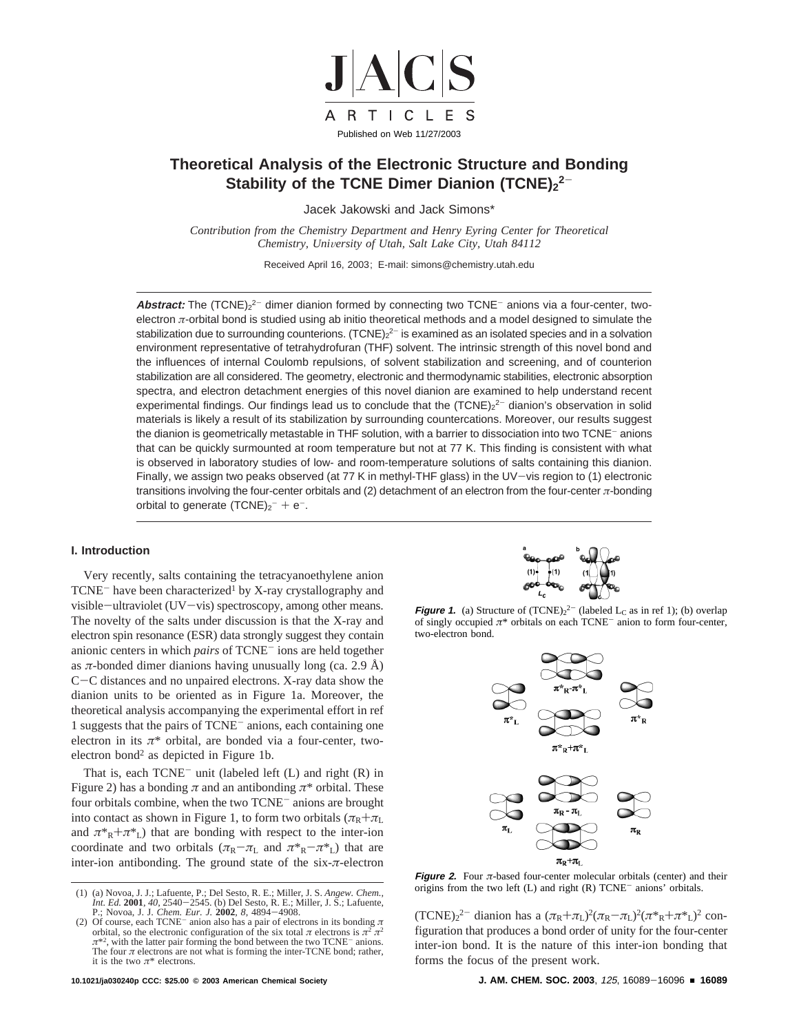Published on Web 11/27/2003

# Theoretical Analysis of the Electronic Structure and Bonding Stability of the TCNE Dimer Dianion $(TCNE)_2^{2-}$

Jacek Jakowski and Jack Simons*

*Contribution from the Chemistry Department and Henry Eyring Center for Theoretical Chemistry, University of Utah, Salt Lake City, Utah 84112*

Received April 16, 2003; E-mail: simons@chemistry.utah.edu

**Abstract:** The $(TCNE)_2^{2-}$ dimer dianion formed by connecting two $TCNE^-$ anions via a four-center, two-electron π-orbital bond is studied using ab initio theoretical methods and a model designed to simulate the stabilization due to surrounding counterions. $(TCNE)_2^{2-}$ is examined as an isolated species and in a solvation environment representative of tetrahydrofuran (THF) solvent. The intrinsic strength of this novel bond and the influences of internal Coulomb repulsions, of solvent stabilization and screening, and of counterion stabilization are all considered. The geometry, electronic and thermodynamic stabilities, electronic absorption spectra, and electron detachment energies of this novel dianion are examined to help understand recent experimental findings. Our findings lead us to conclude that the $(TCNE)_2^{2-}$ dianion's observation in solid materials is likely a result of its stabilization by surrounding countercations. Moreover, our results suggest the dianion is geometrically metastable in THF solution, with a barrier to dissociation into two $TCNE^-$ anions that can be quickly surmounted at room temperature but not at 77 K. This finding is consistent with what is observed in laboratory studies of low- and room-temperature solutions of salts containing this dianion. Finally, we assign two peaks observed (at 77 K in methyl-THF glass) in the UV–vis region to (1) electronic transitions involving the four-center orbitals and (2) detachment of an electron from the four-center π-bonding orbital to generate $(TCNE)_2^- + e^-$.

## I. Introduction

Very recently, salts containing the tetracyanoethylene anion $TCNE^-$ have been characterized[1] by X-ray crystallography and visible–ultraviolet (UV–vis) spectroscopy, among other means. The novelty of the salts under discussion is that the X-ray and electron spin resonance (ESR) data strongly suggest they contain anionic centers in which *pairs* of $TCNE^-$ ions are held together as π-bonded dimer dianions having unusually long (ca. 2.9 Å) C–C distances and no unpaired electrons. X-ray data show the dianion units to be oriented as in Figure 1a. Moreover, the theoretical analysis accompanying the experimental effort in ref 1 suggests that the pairs of $TCNE^-$ anions, each containing one electron in its π* orbital, are bonded via a four-center, two-electron bond[2] as depicted in Figure 1b.

That is, each $TCNE^-$ unit (labeled left (L) and right (R) in Figure 2) has a bonding π and an antibonding π* orbital. These four orbitals combine, when the two $TCNE^-$ anions are brought into contact as shown in Figure 1, to form two orbitals ($\pi_R+\pi_L$ and $\pi^*_R+\pi^*_L$) that are bonding with respect to the inter-ion coordinate and two orbitals ($\pi_R-\pi_L$ and $\pi^*_R-\pi^*_L$) that are inter-ion antibonding. The ground state of the six-π-electron $(TCNE)_2^{2-}$ dianion has a $(\pi_R+\pi_L)^2(\pi_R-\pi_L)^2(\pi^*_R+\pi^*_L)^2$ configuration that produces a bond order of unity for the four-center inter-ion bond. It is the nature of this inter-ion bonding that forms the focus of the present work.

**Figure 1.** (a) Structure of $(TCNE)_2^{2-}$ (labeled $L_C$ as in ref 1); (b) overlap of singly occupied π* orbitals on each $TCNE^-$ anion to form four-center, two-electron bond.

**Figure 2.** Four π-based four-center molecular orbitals (center) and their origins from the two left (L) and right (R) $TCNE^-$ anions' orbitals.

(1) (a) Novoa, J. J.; Lafuente, P.; Del Sesto, R. E.; Miller, J. S. *Angew. Chem., Int. Ed.* **2001**, *40*, 2540–2545. (b) Del Sesto, R. E.; Miller, J. S.; Lafuente, P.; Novoa, J. J. *Chem. Eur. J.* **2002**, *8*, 4894–4908.

(2) Of course, each $TCNE^-$ anion also has a pair of electrons in its bonding π orbital, so the electronic configuration of the six total π electrons is $\pi^2\,\pi^2\,\pi^{*2}$, with the latter pair forming the bond between the two $TCNE^-$ anions. The four π electrons are not what is forming the inter-TCNE bond; rather, it is the two π* electrons.

10.1021/ja030240p CCC: $25.00 © 2003 American Chemical Society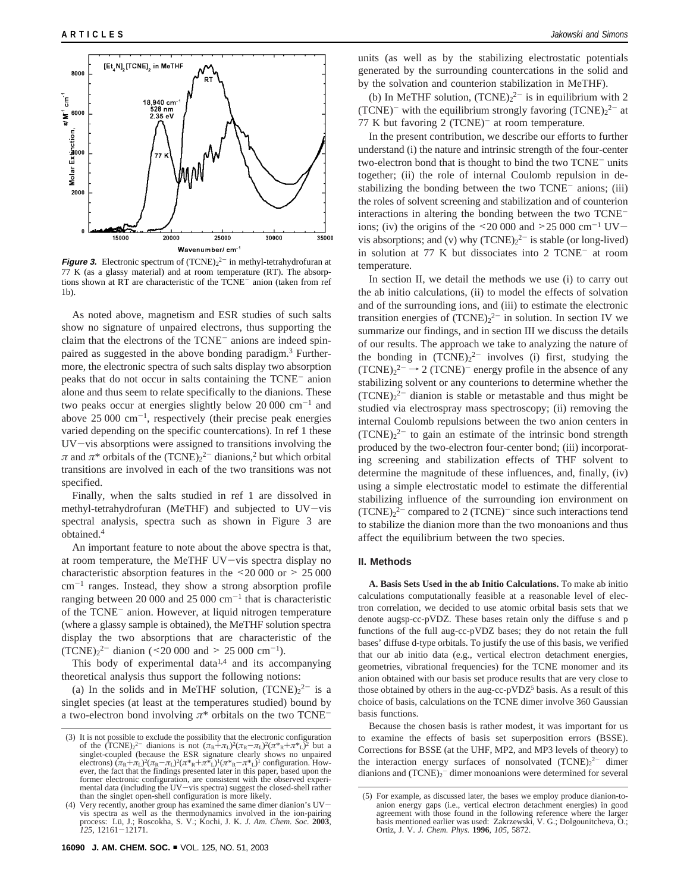**Figure 3.** Electronic spectrum of $(TCNE)_2^{2-}$ in methyl-tetrahydrofuran at 77 K (as a glassy material) and at room temperature (RT). The absorptions shown at RT are characteristic of the $TCNE^-$ anion (taken from ref 1b).

As noted above, magnetism and ESR studies of such salts show no signature of unpaired electrons, thus supporting the claim that the electrons of the $TCNE^-$ anions are indeed spin-paired as suggested in the above bonding paradigm.[3] Furthermore, the electronic spectra of such salts display two absorption peaks that do not occur in salts containing the $TCNE^-$ anion alone and thus seem to relate specifically to the dianions. These two peaks occur at energies slightly below 20 000 $cm^{-1}$ and above 25 000 $cm^{-1}$, respectively (their precise peak energies varied depending on the specific countercations). In ref 1 these UV–vis absorptions were assigned to transitions involving the $\pi$ and $\pi^*$ orbitals of the $(TCNE)_2^{2-}$ dianions,[2] but which orbital transitions are involved in each of the two transitions was not specified.

Finally, when the salts studied in ref 1 are dissolved in methyl-tetrahydrofuran (MeTHF) and subjected to UV–vis spectral analysis, spectra such as shown in Figure 3 are obtained.[4]

An important feature to note about the above spectra is that, at room temperature, the MeTHF UV–vis spectra display no characteristic absorption features in the <20 000 or > 25 000 $cm^{-1}$ ranges. Instead, they show a strong absorption profile ranging between 20 000 and 25 000 $cm^{-1}$ that is characteristic of the $TCNE^-$ anion. However, at liquid nitrogen temperature (where a glassy sample is obtained), the MeTHF solution spectra display the two absorptions that are characteristic of the $(TCNE)_2^{2-}$ dianion (<20 000 and > 25 000 $cm^{-1}$).

This body of experimental data[1,4] and its accompanying theoretical analysis thus support the following notions:

(a) In the solids and in MeTHF solution, $(TCNE)_2^{2-}$ is a singlet species (at least at the temperatures studied) bound by a two-electron bond involving $\pi^*$ orbitals on the two $TCNE^-$ units (as well as by the stabilizing electrostatic potentials generated by the surrounding countercations in the solid and by the solvation and counterion stabilization in MeTHF).

(b) In MeTHF solution, $(TCNE)_2^{2-}$ is in equilibrium with 2 $(TCNE)^-$ with the equilibrium strongly favoring $(TCNE)_2^{2-}$ at 77 K but favoring 2 $(TCNE)^-$ at room temperature.

In the present contribution, we describe our efforts to further understand (i) the nature and intrinsic strength of the four-center two-electron bond that is thought to bind the two $TCNE^-$ units together; (ii) the role of internal Coulomb repulsion in destabilizing the bonding between the two $TCNE^-$ anions; (iii) the roles of solvent screening and stabilization and of counterion interactions in altering the bonding between the two $TCNE^-$ ions; (iv) the origins of the <20 000 and >25 000 $cm^{-1}$ UV–vis absorptions; and (v) why $(TCNE)_2^{2-}$ is stable (or long-lived) in solution at 77 K but dissociates into 2 $TCNE^-$ at room temperature.

In section II, we detail the methods we use (i) to carry out the ab initio calculations, (ii) to model the effects of solvation and of the surrounding ions, and (iii) to estimate the electronic transition energies of $(TCNE)_2^{2-}$ in solution. In section IV we summarize our findings, and in section III we discuss the details of our results. The approach we take to analyzing the nature of the bonding in $(TCNE)_2^{2-}$ involves (i) first, studying the $(TCNE)_2^{2-} \rightarrow 2\ (TCNE)^-$ energy profile in the absence of any stabilizing solvent or any counterions to determine whether the $(TCNE)_2^{2-}$ dianion is stable or metastable and thus might be studied via electrospray mass spectroscopy; (ii) removing the internal Coulomb repulsions between the two anion centers in $(TCNE)_2^{2-}$ to gain an estimate of the intrinsic bond strength produced by the two-electron four-center bond; (iii) incorporating screening and stabilization effects of THF solvent to determine the magnitude of these influences, and, finally, (iv) using a simple electrostatic model to estimate the differential stabilizing influence of the surrounding ion environment on $(TCNE)_2^{2-}$ compared to 2 $(TCNE)^-$ since such interactions tend to stabilize the dianion more than the two monoanions and thus affect the equilibrium between the two species.

## II. Methods

**A. Basis Sets Used in the ab Initio Calculations.** To make ab initio calculations computationally feasible at a reasonable level of electron correlation, we decided to use atomic orbital basis sets that we denote augsp-cc-pVDZ. These bases retain only the diffuse s and p functions of the full aug-cc-pVDZ bases; they do not retain the full bases' diffuse d-type orbitals. To justify the use of this basis, we verified that our ab initio data (e.g., vertical electron detachment energies, geometries, vibrational frequencies) for the TCNE monomer and its anion obtained with our basis set produce results that are very close to those obtained by others in the aug-cc-pVDZ[5] basis. As a result of this choice of basis, calculations on the TCNE dimer involve 360 Gaussian basis functions.

Because the chosen basis is rather modest, it was important for us to examine the effects of basis set superposition errors (BSSE). Corrections for BSSE (at the UHF, MP2, and MP3 levels of theory) to the interaction energy surfaces of nonsolvated $(TCNE)_2^{2-}$ dimer dianions and $(TCNE)_2^-$ dimer monoanions were determined for several

(3) It is not possible to exclude the possibility that the electronic configuration of the $(TCNE)_2^{2-}$ dianions is not $(\pi_R+\pi_L)^2(\pi_R-\pi_L)^2(\pi^*_R+\pi^*_L)^2$ but a singlet-coupled (because the ESR signature clearly shows no unpaired electrons) $(\pi_R+\pi_L)^2(\pi_R-\pi_L)^2(\pi^*_R+\pi^*_L)^1(\pi^*_R-\pi^*_L)^1$ configuration. However, the fact that the findings presented later in this paper, based upon the former electronic configuration, are consistent with the observed experimental data (including the UV–vis spectra) suggest the closed-shell rather than the singlet open-shell configuration is more likely.

(4) Very recently, another group has examined the same dimer dianion's UV–vis spectra as well as the thermodynamics involved in the ion-pairing process: Lü, J.; Roscokha, S. V.; Kochi, J. K. *J. Am. Chem. Soc.* **2003**, *125*, 12161–12171.

(5) For example, as discussed later, the bases we employ produce dianion-to-anion energy gaps (i.e., vertical electron detachment energies) in good agreement with those found in the following reference where the larger basis mentioned earlier was used: Zakrzewski, V. G.; Dolgounitcheva, O.; Ortiz, J. V. *J. Chem. Phys.* **1996**, *105*, 5872.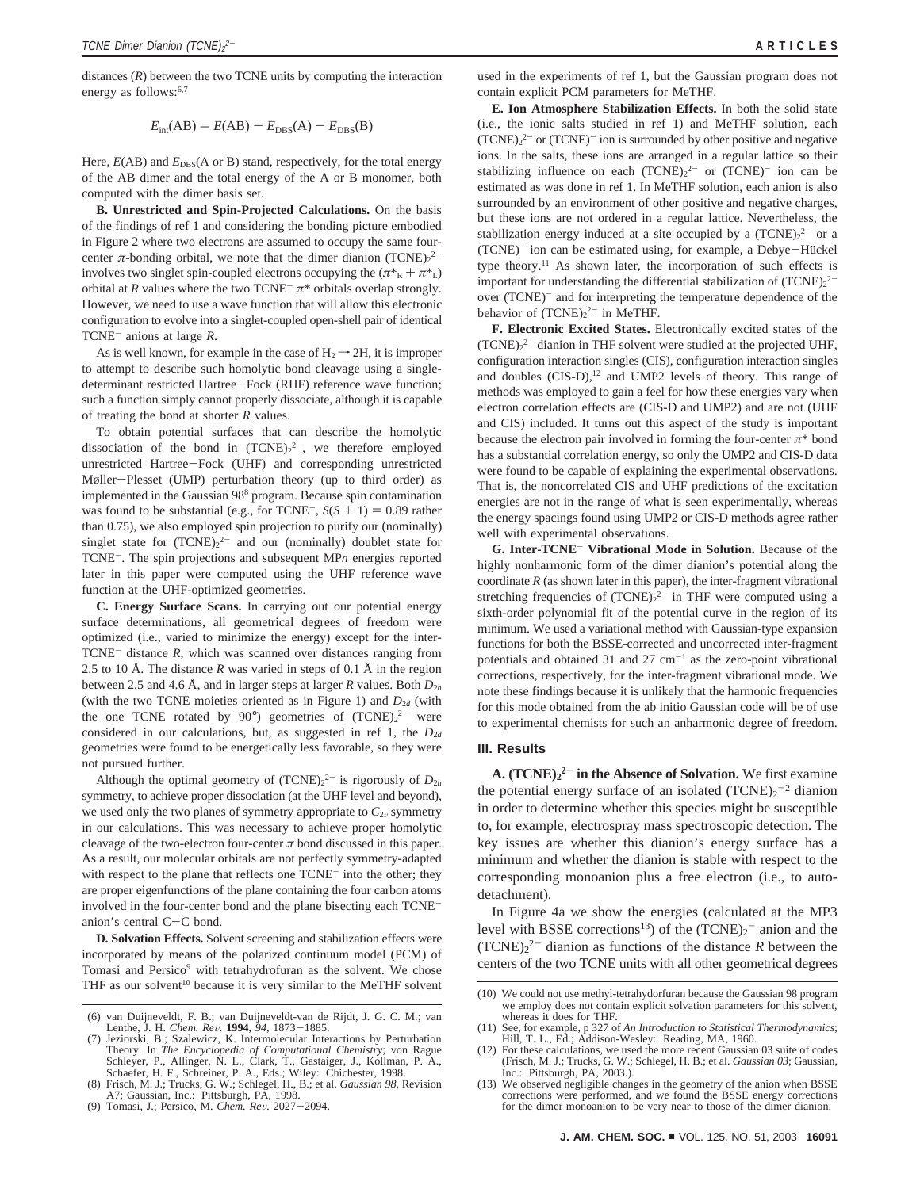distances ($R$) between the two TCNE units by computing the interaction energy as follows:[6,7]

$$E_{\text{int}}(\text{AB}) = E(\text{AB}) - E_{\text{DBS}}(\text{A}) - E_{\text{DBS}}(\text{B})$$

Here, $E(\text{AB})$ and $E_{\text{DBS}}(\text{A or B})$ stand, respectively, for the total energy of the AB dimer and the total energy of the A or B monomer, both computed with the dimer basis set.

**B. Unrestricted and Spin-Projected Calculations.** On the basis of the findings of ref 1 and considering the bonding picture embodied in Figure 2 where two electrons are assumed to occupy the same four-center $\pi$-bonding orbital, we note that the dimer dianion $(\text{TCNE})_2^{2-}$ involves two singlet spin-coupled electrons occupying the $(\pi^*_R + \pi^*_L)$ orbital at $R$ values where the two $\text{TCNE}^-$ $\pi^*$ orbitals overlap strongly. However, we need to use a wave function that will allow this electronic configuration to evolve into a singlet-coupled open-shell pair of identical $\text{TCNE}^-$ anions at large $R$.

As is well known, for example in the case of $H_2 \rightarrow 2H$, it is improper to attempt to describe such homolytic bond cleavage using a single-determinant restricted Hartree–Fock (RHF) reference wave function; such a function simply cannot properly dissociate, although it is capable of treating the bond at shorter $R$ values.

To obtain potential surfaces that can describe the homolytic dissociation of the bond in $(\text{TCNE})_2^{2-}$, we therefore employed unrestricted Hartree–Fock (UHF) and corresponding unrestricted Møller–Plesset (UMP) perturbation theory (up to third order) as implemented in the Gaussian 98[8] program. Because spin contamination was found to be substantial (e.g., for $\text{TCNE}^-$, $S(S + 1) = 0.89$ rather than 0.75), we also employed spin projection to purify our (nominally) singlet state for $(\text{TCNE})_2^{2-}$ and our (nominally) doublet state for $\text{TCNE}^-$. The spin projections and subsequent MP$n$ energies reported later in this paper were computed using the UHF reference wave function at the UHF-optimized geometries.

**C. Energy Surface Scans.** In carrying out our potential energy surface determinations, all geometrical degrees of freedom were optimized (i.e., varied to minimize the energy) except for the inter-$\text{TCNE}^-$ distance $R$, which was scanned over distances ranging from 2.5 to 10 Å. The distance $R$ was varied in steps of 0.1 Å in the region between 2.5 and 4.6 Å, and in larger steps at larger $R$ values. Both $D_{2h}$ (with the two TCNE moieties oriented as in Figure 1) and $D_{2d}$ (with the one TCNE rotated by 90°) geometries of $(\text{TCNE})_2^{2-}$ were considered in our calculations, but, as suggested in ref 1, the $D_{2d}$ geometries were found to be energetically less favorable, so they were not pursued further.

Although the optimal geometry of $(\text{TCNE})_2^{2-}$ is rigorously of $D_{2h}$ symmetry, to achieve proper dissociation (at the UHF level and beyond), we used only the two planes of symmetry appropriate to $C_{2v}$ symmetry in our calculations. This was necessary to achieve proper homolytic cleavage of the two-electron four-center $\pi$ bond discussed in this paper. As a result, our molecular orbitals are not perfectly symmetry-adapted with respect to the plane that reflects one $\text{TCNE}^-$ into the other; they are proper eigenfunctions of the plane containing the four carbon atoms involved in the four-center bond and the plane bisecting each $\text{TCNE}^-$ anion's central C–C bond.

**D. Solvation Effects.** Solvent screening and stabilization effects were incorporated by means of the polarized continuum model (PCM) of Tomasi and Persico[9] with tetrahydrofuran as the solvent. We chose THF as our solvent[10] because it is very similar to the MeTHF solvent used in the experiments of ref 1, but the Gaussian program does not contain explicit PCM parameters for MeTHF.

**E. Ion Atmosphere Stabilization Effects.** In both the solid state (i.e., the ionic salts studied in ref 1) and MeTHF solution, each $(\text{TCNE})_2^{2-}$ or $(\text{TCNE})^-$ ion is surrounded by other positive and negative ions. In the salts, these ions are arranged in a regular lattice so their stabilizing influence on each $(\text{TCNE})_2^{2-}$ or $(\text{TCNE})^-$ ion can be estimated as was done in ref 1. In MeTHF solution, each anion is also surrounded by an environment of other positive and negative charges, but these ions are not ordered in a regular lattice. Nevertheless, the stabilization energy induced at a site occupied by a $(\text{TCNE})_2^{2-}$ or a $(\text{TCNE})^-$ ion can be estimated using, for example, a Debye–Hückel type theory.[11] As shown later, the incorporation of such effects is important for understanding the differential stabilization of $(\text{TCNE})_2^{2-}$ over $(\text{TCNE})^-$ and for interpreting the temperature dependence of the behavior of $(\text{TCNE})_2^{2-}$ in MeTHF.

**F. Electronic Excited States.** Electronically excited states of the $(\text{TCNE})_2^{2-}$ dianion in THF solvent were studied at the projected UHF, configuration interaction singles (CIS), configuration interaction singles and doubles (CIS-D),[12] and UMP2 levels of theory. This range of methods was employed to gain a feel for how these energies vary when electron correlation effects are (CIS-D and UMP2) and are not (UHF and CIS) included. It turns out this aspect of the study is important because the electron pair involved in forming the four-center $\pi^*$ bond has a substantial correlation energy, so only the UMP2 and CIS-D data were found to be capable of explaining the experimental observations. That is, the noncorrelated CIS and UHF predictions of the excitation energies are not in the range of what is seen experimentally, whereas the energy spacings found using UMP2 or CIS-D methods agree rather well with experimental observations.

**G. Inter-$\text{TCNE}^-$ Vibrational Mode in Solution.** Because of the highly nonharmonic form of the dimer dianion's potential along the coordinate $R$ (as shown later in this paper), the inter-fragment vibrational stretching frequencies of $(\text{TCNE})_2^{2-}$ in THF were computed using a sixth-order polynomial fit of the potential curve in the region of its minimum. We used a variational method with Gaussian-type expansion functions for both the BSSE-corrected and uncorrected inter-fragment potentials and obtained 31 and 27 $\text{cm}^{-1}$ as the zero-point vibrational corrections, respectively, for the inter-fragment vibrational mode. We note these findings because it is unlikely that the harmonic frequencies for this mode obtained from the ab initio Gaussian code will be of use to experimental chemists for such an anharmonic degree of freedom.

## III. Results

**A. $(\text{TCNE})_2^{2-}$ in the Absence of Solvation.** We first examine the potential energy surface of an isolated $(\text{TCNE})_2^{-2}$ dianion in order to determine whether this species might be susceptible to, for example, electrospray mass spectroscopic detection. The key issues are whether this dianion's energy surface has a minimum and whether the dianion is stable with respect to the corresponding monoanion plus a free electron (i.e., to autodetachment).

In Figure 4a we show the energies (calculated at the MP3 level with BSSE corrections[13]) of the $(\text{TCNE})_2^-$ anion and the $(\text{TCNE})_2^{2-}$ dianion as functions of the distance $R$ between the centers of the two TCNE units with all other geometrical degrees

---

(6) van Duijneveldt, F. B.; van Duijneveldt-van de Rijdt, J. G. C. M.; van Lenthe, J. H. *Chem. Rev.* **1994**, *94*, 1873–1885.

(7) Jeziorski, B.; Szalewicz, K. Intermolecular Interactions by Perturbation Theory. In *The Encyclopedia of Computational Chemistry*; von Rague Schleyer, P., Allinger, N. L., Clark, T., Gastaiger, J., Kollman, P. A., Schaefer, H. F., Schreiner, P. A., Eds.; Wiley: Chichester, 1998.

(8) Frisch, M. J.; Trucks, G. W.; Schlegel, H., B.; et al. *Gaussian 98*, Revision A7; Gaussian, Inc.: Pittsburgh, PA, 1998.

(9) Tomasi, J.; Persico, M. *Chem. Rev.* 2027–2094.

(10) We could not use methyl-tetrahydorfuran because the Gaussian 98 program we employ does not contain explicit solvation parameters for this solvent, whereas it does for THF.

(11) See, for example, p 327 of *An Introduction to Statistical Thermodynamics*; Hill, T. L., Ed.; Addison-Wesley: Reading, MA, 1960.

(12) For these calculations, we used the more recent Gaussian 03 suite of codes (Frisch, M. J.; Trucks, G. W.; Schlegel, H. B.; et al. *Gaussian 03*; Gaussian, Inc.: Pittsburgh, PA, 2003.).

(13) We observed negligible changes in the geometry of the anion when BSSE corrections were performed, and we found the BSSE energy corrections for the dimer monoanion to be very near to those of the dimer dianion.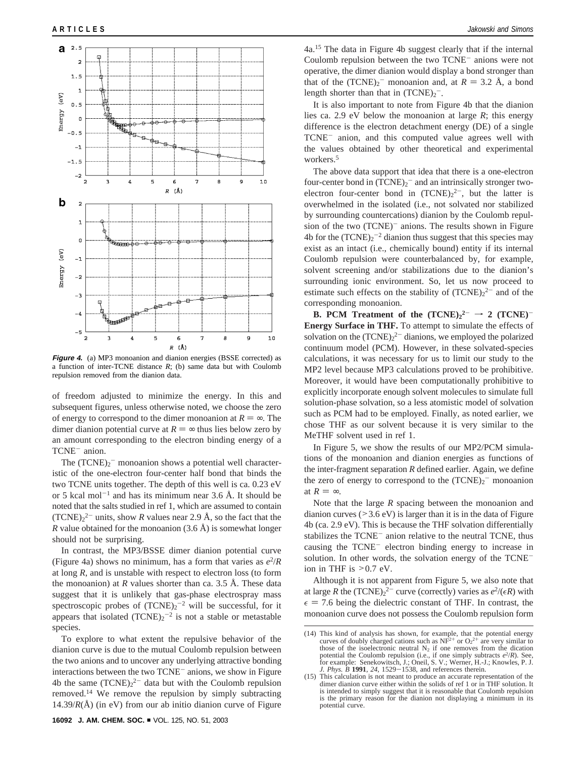**Figure 4.** (a) MP3 monoanion and dianion energies (BSSE corrected) as a function of inter-TCNE distance $R$; (b) same data but with Coulomb repulsion removed from the dianion data.

of freedom adjusted to minimize the energy. In this and subsequent figures, unless otherwise noted, we choose the zero of energy to correspond to the dimer monoanion at $R = \infty$. The dimer dianion potential curve at $R = \infty$ thus lies below zero by an amount corresponding to the electron binding energy of a $TCNE^-$ anion.

The $(TCNE)_2^-$ monoanion shows a potential well characteristic of the one-electron four-center half bond that binds the two TCNE units together. The depth of this well is ca. 0.23 eV or 5 kcal mol$^{-1}$ and has its minimum near 3.6 Å. It should be noted that the salts studied in ref 1, which are assumed to contain $(TCNE)_2^{2-}$ units, show $R$ values near 2.9 Å, so the fact that the $R$ value obtained for the monoanion (3.6 Å) is somewhat longer should not be surprising.

In contrast, the MP3/BSSE dimer dianion potential curve (Figure 4a) shows no minimum, has a form that varies as $e^2/R$ at long $R$, and is unstable with respect to electron loss (to form the monoanion) at $R$ values shorter than ca. 3.5 Å. These data suggest that it is unlikely that gas-phase electrospray mass spectroscopic probes of $(TCNE)_2^{-2}$ will be successful, for it appears that isolated $(TCNE)_2^{-2}$ is not a stable or metastable species.

To explore to what extent the repulsive behavior of the dianion curve is due to the mutual Coulomb repulsion between the two anions and to uncover any underlying attractive bonding interactions between the two $TCNE^-$ anions, we show in Figure 4b the same $(TCNE)_2^{2-}$ data but with the Coulomb repulsion removed.[14] We remove the repulsion by simply subtracting 14.39/$R$(Å) (in eV) from our ab initio dianion curve of Figure 4a.[15] The data in Figure 4b suggest clearly that if the internal Coulomb repulsion between the two $TCNE^-$ anions were not operative, the dimer dianion would display a bond stronger than that of the $(TCNE)_2^-$ monoanion and, at $R = 3.2$ Å, a bond length shorter than that in $(TCNE)_2^-$.

It is also important to note from Figure 4b that the dianion lies ca. 2.9 eV below the monoanion at large $R$; this energy difference is the electron detachment energy (DE) of a single $TCNE^-$ anion, and this computed value agrees well with the values obtained by other theoretical and experimental workers.[5]

The above data support that idea that there is a one-electron four-center bond in $(TCNE)_2^-$ and an intrinsically stronger two-electron four-center bond in $(TCNE)_2^{2-}$, but the latter is overwhelmed in the isolated (i.e., not solvated nor stabilized by surrounding countercations) dianion by the Coulomb repulsion of the two $(TCNE)^-$ anions. The results shown in Figure 4b for the $(TCNE)_2^{-2}$ dianion thus suggest that this species may exist as an intact (i.e., chemically bound) entity if its internal Coulomb repulsion were counterbalanced by, for example, solvent screening and/or stabilizations due to the dianion's surrounding ionic environment. So, let us now proceed to estimate such effects on the stability of $(TCNE)_2^{2-}$ and of the corresponding monoanion.

**B. PCM Treatment of the $(TCNE)_2^{2-} \rightarrow 2\ (TCNE)^-$ Energy Surface in THF.** To attempt to simulate the effects of solvation on the $(TCNE)_2^{2-}$ dianions, we employed the polarized continuum model (PCM). However, in these solvated-species calculations, it was necessary for us to limit our study to the MP2 level because MP3 calculations proved to be prohibitive. Moreover, it would have been computationally prohibitive to explicitly incorporate enough solvent molecules to simulate full solution-phase solvation, so a less atomistic model of solvation such as PCM had to be employed. Finally, as noted earlier, we chose THF as our solvent because it is very similar to the MeTHF solvent used in ref 1.

In Figure 5, we show the results of our MP2/PCM simulations of the monoanion and dianion energies as functions of the inter-fragment separation $R$ defined earlier. Again, we define the zero of energy to correspond to the $(TCNE)_2^-$ monoanion at $R = \infty$.

Note that the large $R$ spacing between the monoanion and dianion curves (>3.6 eV) is larger than it is in the data of Figure 4b (ca. 2.9 eV). This is because the THF solvation differentially stabilizes the $TCNE^-$ anion relative to the neutral TCNE, thus causing the $TCNE^-$ electron binding energy to increase in solution. In other words, the solvation energy of the $TCNE^-$ ion in THF is >0.7 eV.

Although it is not apparent from Figure 5, we also note that at large $R$ the $(TCNE)_2^{2-}$ curve (correctly) varies as $e^2/(\epsilon R)$ with $\epsilon = 7.6$ being the dielectric constant of THF. In contrast, the monoanion curve does not possess the Coulomb repulsion form

(14) This kind of analysis has shown, for example, that the potential energy curves of doubly charged cations such as $NF^{2+}$ or $O_2^{2+}$ are very similar to those of the isoelectronic neutral $N_2$ if one removes from the dication potential the Coulomb repulsion (i.e., if one simply subtracts $e^2/R$). See, for example: Senekowitsch, J.; Oneil, S. V.; Werner, H.-J.; Knowles, P. J. *J. Phys. B* **1991**, *24*, 1529–1538, and references therein.

(15) This calculation is not meant to produce an accurate representation of the dimer dianion curve either within the solids of ref 1 or in THF solution. It is intended to simply suggest that it is reasonable that Coulomb repulsion is the primary reason for the dianion not displaying a minimum in its potential curve.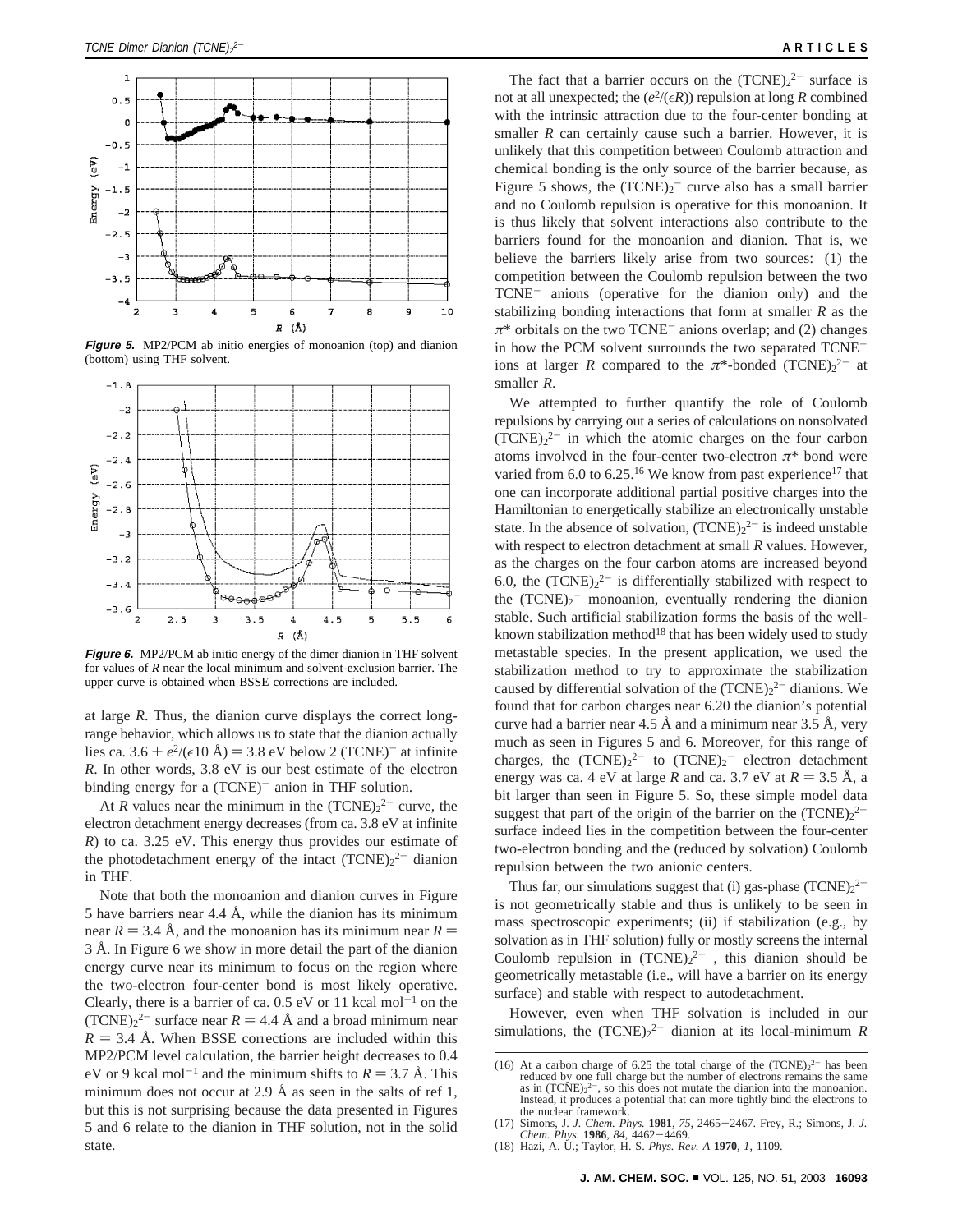**Figure 5.** MP2/PCM ab initio energies of monoanion (top) and dianion (bottom) using THF solvent.

**Figure 6.** MP2/PCM ab initio energy of the dimer dianion in THF solvent for values of $R$ near the local minimum and solvent-exclusion barrier. The upper curve is obtained when BSSE corrections are included.

at large $R$. Thus, the dianion curve displays the correct long-range behavior, which allows us to state that the dianion actually lies ca. $3.6 + e^2/(\epsilon 10\ \text{Å}) = 3.8$ eV below 2 $(TCNE)^-$ at infinite $R$. In other words, 3.8 eV is our best estimate of the electron binding energy for a $(TCNE)^-$ anion in THF solution.

At $R$ values near the minimum in the $(TCNE)_2^{2-}$ curve, the electron detachment energy decreases (from ca. 3.8 eV at infinite $R$) to ca. 3.25 eV. This energy thus provides our estimate of the photodetachment energy of the intact $(TCNE)_2^{2-}$ dianion in THF.

Note that both the monoanion and dianion curves in Figure 5 have barriers near 4.4 Å, while the dianion has its minimum near $R = 3.4$ Å, and the monoanion has its minimum near $R = 3$ Å. In Figure 6 we show in more detail the part of the dianion energy curve near its minimum to focus on the region where the two-electron four-center bond is most likely operative. Clearly, there is a barrier of ca. 0.5 eV or 11 kcal mol$^{-1}$ on the $(TCNE)_2^{2-}$ surface near $R = 4.4$ Å and a broad minimum near $R = 3.4$ Å. When BSSE corrections are included within this MP2/PCM level calculation, the barrier height decreases to 0.4 eV or 9 kcal mol$^{-1}$ and the minimum shifts to $R = 3.7$ Å. This minimum does not occur at 2.9 Å as seen in the salts of ref 1, but this is not surprising because the data presented in Figures 5 and 6 relate to the dianion in THF solution, not in the solid state.

The fact that a barrier occurs on the $(TCNE)_2^{2-}$ surface is not at all unexpected; the $(e^2/(\epsilon R))$ repulsion at long $R$ combined with the intrinsic attraction due to the four-center bonding at smaller $R$ can certainly cause such a barrier. However, it is unlikely that this competition between Coulomb attraction and chemical bonding is the only source of the barrier because, as Figure 5 shows, the $(TCNE)_2^-$ curve also has a small barrier and no Coulomb repulsion is operative for this monoanion. It is thus likely that solvent interactions also contribute to the barriers found for the monoanion and dianion. That is, we believe the barriers likely arise from two sources: (1) the competition between the Coulomb repulsion between the two $TCNE^-$ anions (operative for the dianion only) and the stabilizing bonding interactions that form at smaller $R$ as the $\pi^*$ orbitals on the two $TCNE^-$ anions overlap; and (2) changes in how the PCM solvent surrounds the two separated $TCNE^-$ ions at larger $R$ compared to the $\pi^*$-bonded $(TCNE)_2^{2-}$ at smaller $R$.

We attempted to further quantify the role of Coulomb repulsions by carrying out a series of calculations on nonsolvated $(TCNE)_2^{2-}$ in which the atomic charges on the four carbon atoms involved in the four-center two-electron $\pi^*$ bond were varied from 6.0 to 6.25.[16] We know from past experience[17] that one can incorporate additional partial positive charges into the Hamiltonian to energetically stabilize an electronically unstable state. In the absence of solvation, $(TCNE)_2^{2-}$ is indeed unstable with respect to electron detachment at small $R$ values. However, as the charges on the four carbon atoms are increased beyond 6.0, the $(TCNE)_2^{2-}$ is differentially stabilized with respect to the $(TCNE)_2^-$ monoanion, eventually rendering the dianion stable. Such artificial stabilization forms the basis of the well-known stabilization method[18] that has been widely used to study metastable species. In the present application, we used the stabilization method to try to approximate the stabilization caused by differential solvation of the $(TCNE)_2^{2-}$ dianions. We found that for carbon charges near 6.20 the dianion's potential curve had a barrier near 4.5 Å and a minimum near 3.5 Å, very much as seen in Figures 5 and 6. Moreover, for this range of charges, the $(TCNE)_2^{2-}$ to $(TCNE)_2^-$ electron detachment energy was ca. 4 eV at large $R$ and ca. 3.7 eV at $R = 3.5$ Å, a bit larger than seen in Figure 5. So, these simple model data suggest that part of the origin of the barrier on the $(TCNE)_2^{2-}$ surface indeed lies in the competition between the four-center two-electron bonding and the (reduced by solvation) Coulomb repulsion between the two anionic centers.

Thus far, our simulations suggest that (i) gas-phase $(TCNE)_2^{2-}$ is not geometrically stable and thus is unlikely to be seen in mass spectroscopic experiments; (ii) if stabilization (e.g., by solvation as in THF solution) fully or mostly screens the internal Coulomb repulsion in $(TCNE)_2^{2-}$, this dianion should be geometrically metastable (i.e., will have a barrier on its energy surface) and stable with respect to autodetachment.

However, even when THF solvation is included in our simulations, the $(TCNE)_2^{2-}$ dianion at its local-minimum $R$

(16) At a carbon charge of 6.25 the total charge of the $(TCNE)_2^{2-}$ has been reduced by one full charge but the number of electrons remains the same as in $(TCNE)_2^{2-}$, so this does not mutate the dianion into the monoanion. Instead, it produces a potential that can more tightly bind the electrons to the nuclear framework.

(17) Simons, J. *J. Chem. Phys.* **1981**, *75*, 2465−2467. Frey, R.; Simons, J. *J. Chem. Phys.* **1986**, *84*, 4462−4469.

(18) Hazi, A. U.; Taylor, H. S. *Phys. Rev. A* **1970**, *1*, 1109.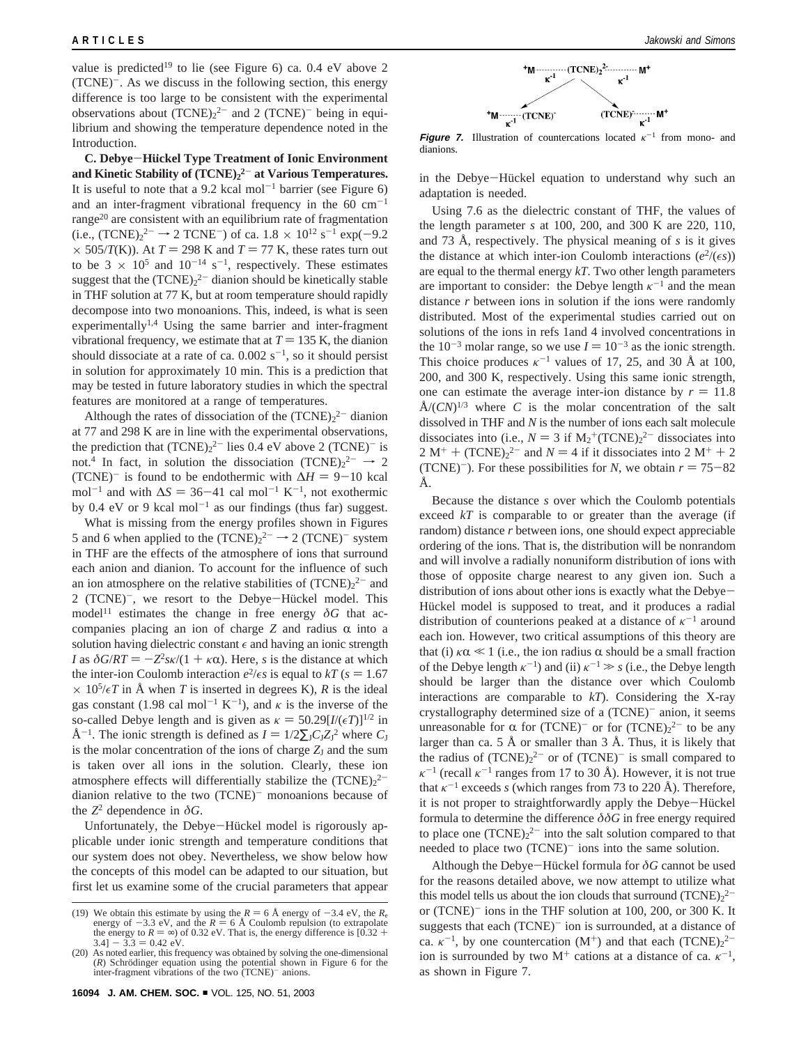value is predicted[19] to lie (see Figure 6) ca. 0.4 eV above 2 $(TCNE)^-$. As we discuss in the following section, this energy difference is too large to be consistent with the experimental observations about $(TCNE)_2^{2-}$ and 2 $(TCNE)^-$ being in equilibrium and showing the temperature dependence noted in the Introduction.

**C. Debye–Hückel Type Treatment of Ionic Environment and Kinetic Stability of $(TCNE)_2^{2-}$ at Various Temperatures.** It is useful to note that a 9.2 kcal mol$^{-1}$ barrier (see Figure 6) and an inter-fragment vibrational frequency in the 60 cm$^{-1}$ range[20] are consistent with an equilibrium rate of fragmentation (i.e., $(TCNE)_2^{2-} \rightarrow 2\ TCNE^-$) of ca. $1.8 \times 10^{12}$ s$^{-1}$ $\exp(-9.2 \times 505/T(\mathrm{K}))$. At $T = 298$ K and $T = 77$ K, these rates turn out to be $3 \times 10^5$ and $10^{-14}$ s$^{-1}$, respectively. These estimates suggest that the $(TCNE)_2^{2-}$ dianion should be kinetically stable in THF solution at 77 K, but at room temperature should rapidly decompose into two monoanions. This, indeed, is what is seen experimentally[1,4] Using the same barrier and inter-fragment vibrational frequency, we estimate that at $T = 135$ K, the dianion should dissociate at a rate of ca. 0.002 s$^{-1}$, so it should persist in solution for approximately 10 min. This is a prediction that may be tested in future laboratory studies in which the spectral features are monitored at a range of temperatures.

Although the rates of dissociation of the $(TCNE)_2^{2-}$ dianion at 77 and 298 K are in line with the experimental observations, the prediction that $(TCNE)_2^{2-}$ lies 0.4 eV above 2 $(TCNE)^-$ is not.[4] In fact, in solution the dissociation $(TCNE)_2^{2-} \rightarrow 2\ (TCNE)^-$ is found to be endothermic with $\Delta H = 9-10$ kcal mol$^{-1}$ and with $\Delta S = 36-41$ cal mol$^{-1}$ K$^{-1}$, not exothermic by 0.4 eV or 9 kcal mol$^{-1}$ as our findings (thus far) suggest.

What is missing from the energy profiles shown in Figures 5 and 6 when applied to the $(TCNE)_2^{2-} \rightarrow 2\ (TCNE)^-$ system in THF are the effects of the atmosphere of ions that surround each anion and dianion. To account for the influence of such an ion atmosphere on the relative stabilities of $(TCNE)_2^{2-}$ and 2 $(TCNE)^-$, we resort to the Debye–Hückel model. This model[11] estimates the change in free energy $\delta G$ that accompanies placing an ion of charge $Z$ and radius $\alpha$ into a solution having dielectric constant $\epsilon$ and having an ionic strength $I$ as $\delta G/RT = -Z^2 s\kappa/(1 + \kappa\alpha)$. Here, $s$ is the distance at which the inter-ion Coulomb interaction $e^2/\epsilon s$ is equal to $kT$ ($s = 1.67 \times 10^5/\epsilon T$ in Å when $T$ is inserted in degrees K), $R$ is the ideal gas constant (1.98 cal mol$^{-1}$ K$^{-1}$), and $\kappa$ is the inverse of the so-called Debye length and is given as $\kappa = 50.29[I/(\epsilon T)]^{1/2}$ in Å$^{-1}$. The ionic strength is defined as $I = 1/2\sum_J C_J Z_J^2$ where $C_J$ is the molar concentration of the ions of charge $Z_J$ and the sum is taken over all ions in the solution. Clearly, these ion atmosphere effects will differentially stabilize the $(TCNE)_2^{2-}$ dianion relative to the two $(TCNE)^-$ monoanions because of the $Z^2$ dependence in $\delta G$.

Unfortunately, the Debye–Hückel model is rigorously applicable under ionic strength and temperature conditions that our system does not obey. Nevertheless, we show below how the concepts of this model can be adapted to our situation, but first let us examine some of the crucial parameters that appear in the Debye–Hückel equation to understand why such an adaptation is needed.

**Figure 7.** Illustration of countercations located $\kappa^{-1}$ from mono- and dianions.

Using 7.6 as the dielectric constant of THF, the values of the length parameter $s$ at 100, 200, and 300 K are 220, 110, and 73 Å, respectively. The physical meaning of $s$ is it gives the distance at which inter-ion Coulomb interactions $(e^2/(\epsilon s))$ are equal to the thermal energy $kT$. Two other length parameters are important to consider: the Debye length $\kappa^{-1}$ and the mean distance $r$ between ions in solution if the ions were randomly distributed. Most of the experimental studies carried out on solutions of the ions in refs 1and 4 involved concentrations in the $10^{-3}$ molar range, so we use $I = 10^{-3}$ as the ionic strength. This choice produces $\kappa^{-1}$ values of 17, 25, and 30 Å at 100, 200, and 300 K, respectively. Using this same ionic strength, one can estimate the average inter-ion distance by $r = 11.8$ Å$/(CN)^{1/3}$ where $C$ is the molar concentration of the salt dissolved in THF and $N$ is the number of ions each salt molecule dissociates into (i.e., $N = 3$ if $M_2^+(TCNE)_2^{2-}$ dissociates into $2\ M^+ + (TCNE)_2^{2-}$ and $N = 4$ if it dissociates into $2\ M^+ + 2\ (TCNE)^-$). For these possibilities for $N$, we obtain $r = 75-82$ Å.

Because the distance $s$ over which the Coulomb potentials exceed $kT$ is comparable to or greater than the average (if random) distance $r$ between ions, one should expect appreciable ordering of the ions. That is, the distribution will be nonrandom and will involve a radially nonuniform distribution of ions with those of opposite charge nearest to any given ion. Such a distribution of ions about other ions is exactly what the Debye–Hückel model is supposed to treat, and it produces a radial distribution of counterions peaked at a distance of $\kappa^{-1}$ around each ion. However, two critical assumptions of this theory are that (i) $\kappa\alpha \ll 1$ (i.e., the ion radius $\alpha$ should be a small fraction of the Debye length $\kappa^{-1}$) and (ii) $\kappa^{-1} \gg s$ (i.e., the Debye length should be larger than the distance over which Coulomb interactions are comparable to $kT$). Considering the X-ray crystallography determined size of a $(TCNE)^-$ anion, it seems unreasonable for $\alpha$ for $(TCNE)^-$ or for $(TCNE)_2^{2-}$ to be any larger than ca. 5 Å or smaller than 3 Å. Thus, it is likely that the radius of $(TCNE)_2^{2-}$ or of $(TCNE)^-$ is small compared to $\kappa^{-1}$ (recall $\kappa^{-1}$ ranges from 17 to 30 Å). However, it is not true that $\kappa^{-1}$ exceeds $s$ (which ranges from 73 to 220 Å). Therefore, it is not proper to straightforwardly apply the Debye–Hückel formula to determine the difference $\delta\delta G$ in free energy required to place one $(TCNE)_2^{2-}$ into the salt solution compared to that needed to place two $(TCNE)^-$ ions into the same solution.

Although the Debye–Hückel formula for $\delta G$ cannot be used for the reasons detailed above, we now attempt to utilize what this model tells us about the ion clouds that surround $(TCNE)_2^{2-}$ or $(TCNE)^-$ ions in the THF solution at 100, 200, or 300 K. It suggests that each $(TCNE)^-$ ion is surrounded, at a distance of ca. $\kappa^{-1}$, by one countercation ($M^+$) and that each $(TCNE)_2^{2-}$ ion is surrounded by two $M^+$ cations at a distance of ca. $\kappa^{-1}$, as shown in Figure 7.

(19) We obtain this estimate by using the $R = 6$ Å energy of $-3.4$ eV, the $R_e$ energy of $-3.3$ eV, and the $R = 6$ Å Coulomb repulsion (to extrapolate the energy to $R = \infty$) of 0.32 eV. That is, the energy difference is $[0.32 + 3.4] - 3.3 = 0.42$ eV.

(20) As noted earlier, this frequency was obtained by solving the one-dimensional $(R)$ Schrödinger equation using the potential shown in Figure 6 for the inter-fragment vibrations of the two $(TCNE)^-$ anions.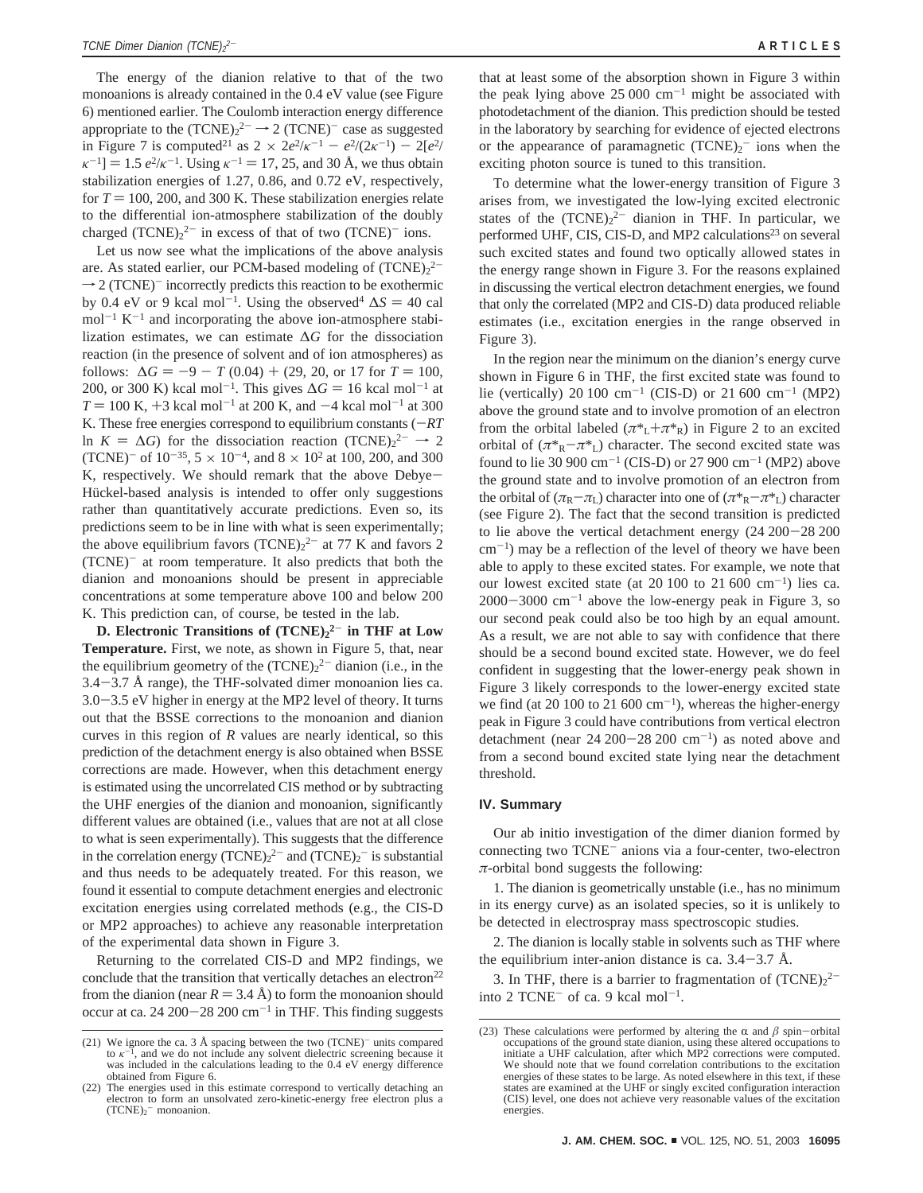The energy of the dianion relative to that of the two monoanions is already contained in the 0.4 eV value (see Figure 6) mentioned earlier. The Coulomb interaction energy difference appropriate to the $(TCNE)_2^{2-} \rightarrow 2\ (TCNE)^-$ case as suggested in Figure 7 is computed[21] as $2 \times 2e^2/\kappa^{-1} - e^2/(2\kappa^{-1}) - 2[e^2/\kappa^{-1}] = 1.5\ e^2/\kappa^{-1}$. Using $\kappa^{-1} = 17$, 25, and 30 Å, we thus obtain stabilization energies of 1.27, 0.86, and 0.72 eV, respectively, for $T = 100$, 200, and 300 K. These stabilization energies relate to the differential ion-atmosphere stabilization of the doubly charged $(TCNE)_2^{2-}$ in excess of that of two $(TCNE)^-$ ions.

Let us now see what the implications of the above analysis are. As stated earlier, our PCM-based modeling of $(TCNE)_2^{2-} \rightarrow 2\ (TCNE)^-$ incorrectly predicts this reaction to be exothermic by 0.4 eV or 9 kcal mol$^{-1}$. Using the observed[4] $\Delta S = 40$ cal mol$^{-1}$ K$^{-1}$ and incorporating the above ion-atmosphere stabilization estimates, we can estimate $\Delta G$ for the dissociation reaction (in the presence of solvent and of ion atmospheres) as follows: $\Delta G = -9 - T\ (0.04) + (29, 20,$ or $17$ for $T = 100$, 200, or 300 K) kcal mol$^{-1}$. This gives $\Delta G = 16$ kcal mol$^{-1}$ at $T = 100$ K, +3 kcal mol$^{-1}$ at 200 K, and −4 kcal mol$^{-1}$ at 300 K. These free energies correspond to equilibrium constants ($-RT \ln K = \Delta G$) for the dissociation reaction $(TCNE)_2^{2-} \rightarrow 2\ (TCNE)^-$ of $10^{-35}$, $5 \times 10^{-4}$, and $8 \times 10^2$ at 100, 200, and 300 K, respectively. We should remark that the above Debye–Hückel-based analysis is intended to offer only suggestions rather than quantitatively accurate predictions. Even so, its predictions seem to be in line with what is seen experimentally; the above equilibrium favors $(TCNE)_2^{2-}$ at 77 K and favors 2 $(TCNE)^-$ at room temperature. It also predicts that both the dianion and monoanions should be present in appreciable concentrations at some temperature above 100 and below 200 K. This prediction can, of course, be tested in the lab.

**D. Electronic Transitions of $(TCNE)_2^{2-}$ in THF at Low Temperature.** First, we note, as shown in Figure 5, that, near the equilibrium geometry of the $(TCNE)_2^{2-}$ dianion (i.e., in the 3.4–3.7 Å range), the THF-solvated dimer monoanion lies ca. 3.0–3.5 eV higher in energy at the MP2 level of theory. It turns out that the BSSE corrections to the monoanion and dianion curves in this region of $R$ values are nearly identical, so this prediction of the detachment energy is also obtained when BSSE corrections are made. However, when this detachment energy is estimated using the uncorrelated CIS method or by subtracting the UHF energies of the dianion and monoanion, significantly different values are obtained (i.e., values that are not at all close to what is seen experimentally). This suggests that the difference in the correlation energy $(TCNE)_2^{2-}$ and $(TCNE)_2^-$ is substantial and thus needs to be adequately treated. For this reason, we found it essential to compute detachment energies and electronic excitation energies using correlated methods (e.g., the CIS-D or MP2 approaches) to achieve any reasonable interpretation of the experimental data shown in Figure 3.

Returning to the correlated CIS-D and MP2 findings, we conclude that the transition that vertically detaches an electron[22] from the dianion (near $R = 3.4$ Å) to form the monoanion should occur at ca. 24 200–28 200 cm$^{-1}$ in THF. This finding suggests that at least some of the absorption shown in Figure 3 within the peak lying above 25 000 cm$^{-1}$ might be associated with photodetachment of the dianion. This prediction should be tested in the laboratory by searching for evidence of ejected electrons or the appearance of paramagnetic $(TCNE)_2^-$ ions when the exciting photon source is tuned to this transition.

To determine what the lower-energy transition of Figure 3 arises from, we investigated the low-lying excited electronic states of the $(TCNE)_2^{2-}$ dianion in THF. In particular, we performed UHF, CIS, CIS-D, and MP2 calculations[23] on several such excited states and found two optically allowed states in the energy range shown in Figure 3. For the reasons explained in discussing the vertical electron detachment energies, we found that only the correlated (MP2 and CIS-D) data produced reliable estimates (i.e., excitation energies in the range observed in Figure 3).

In the region near the minimum on the dianion's energy curve shown in Figure 6 in THF, the first excited state was found to lie (vertically) 20 100 cm$^{-1}$ (CIS-D) or 21 600 cm$^{-1}$ (MP2) above the ground state and to involve promotion of an electron from the orbital labeled ($\pi^*_L + \pi^*_R$) in Figure 2 to an excited orbital of ($\pi^*_R - \pi^*_L$) character. The second excited state was found to lie 30 900 cm$^{-1}$ (CIS-D) or 27 900 cm$^{-1}$ (MP2) above the ground state and to involve promotion of an electron from the orbital of ($\pi_R - \pi_L$) character into one of ($\pi^*_R - \pi^*_L$) character (see Figure 2). The fact that the second transition is predicted to lie above the vertical detachment energy (24 200–28 200 cm$^{-1}$) may be a reflection of the level of theory we have been able to apply to these excited states. For example, we note that our lowest excited state (at 20 100 to 21 600 cm$^{-1}$) lies ca. 2000–3000 cm$^{-1}$ above the low-energy peak in Figure 3, so our second peak could also be too high by an equal amount. As a result, we are not able to say with confidence that there should be a second bound excited state. However, we do feel confident in suggesting that the lower-energy peak shown in Figure 3 likely corresponds to the lower-energy excited state we find (at 20 100 to 21 600 cm$^{-1}$), whereas the higher-energy peak in Figure 3 could have contributions from vertical electron detachment (near 24 200–28 200 cm$^{-1}$) as noted above and from a second bound excited state lying near the detachment threshold.

## IV. Summary

Our ab initio investigation of the dimer dianion formed by connecting two $TCNE^-$ anions via a four-center, two-electron $\pi$-orbital bond suggests the following:

1. The dianion is geometrically unstable (i.e., has no minimum in its energy curve) as an isolated species, so it is unlikely to be detected in electrospray mass spectroscopic studies.

2. The dianion is locally stable in solvents such as THF where the equilibrium inter-anion distance is ca. 3.4–3.7 Å.

3. In THF, there is a barrier to fragmentation of $(TCNE)_2^{2-}$ into 2 $TCNE^-$ of ca. 9 kcal mol$^{-1}$.

---

(21) We ignore the ca. 3 Å spacing between the two $(TCNE)^-$ units compared to $\kappa^{-1}$, and we do not include any solvent dielectric screening because it was included in the calculations leading to the 0.4 eV energy difference obtained from Figure 6.

(22) The energies used in this estimate correspond to vertically detaching an electron to form an unsolvated zero-kinetic-energy free electron plus a $(TCNE)_2^-$ monoanion.

(23) These calculations were performed by altering the $\alpha$ and $\beta$ spin–orbital occupations of the ground state dianion, using these altered occupations to initiate a UHF calculation, after which MP2 corrections were computed. We should note that we found correlation contributions to the excitation energies of these states to be large. As noted elsewhere in this text, if these states are examined at the UHF or singly excited configuration interaction (CIS) level, one does not achieve very reasonable values of the excitation energies.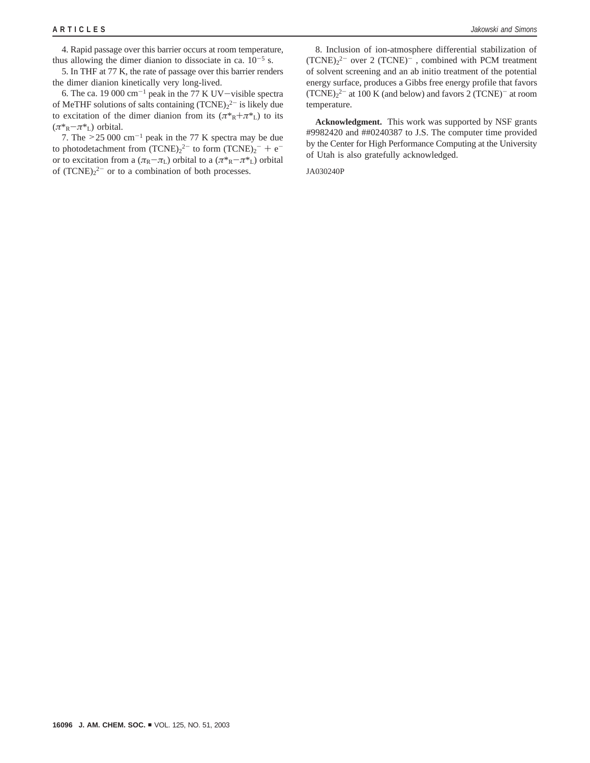4. Rapid passage over this barrier occurs at room temperature, thus allowing the dimer dianion to dissociate in ca. $10^{-5}$ s.

5. In THF at 77 K, the rate of passage over this barrier renders the dimer dianion kinetically very long-lived.

6. The ca. 19 000 $cm^{-1}$ peak in the 77 K UV−visible spectra of MeTHF solutions of salts containing $(TCNE)_2^{2-}$ is likely due to excitation of the dimer dianion from its $(\pi^*_R+\pi^*_L)$ to its $(\pi^*_R-\pi^*_L)$ orbital.

7. The >25 000 $cm^{-1}$ peak in the 77 K spectra may be due to photodetachment from $(TCNE)_2^{2-}$ to form $(TCNE)_2^{-} + e^{-}$ or to excitation from a $(\pi_R-\pi_L)$ orbital to a $(\pi^*_R-\pi^*_L)$ orbital of $(TCNE)_2^{2-}$ or to a combination of both processes.

8. Inclusion of ion-atmosphere differential stabilization of $(TCNE)_2^{2-}$ over 2 $(TCNE)^{-}$ , combined with PCM treatment of solvent screening and an ab initio treatment of the potential energy surface, produces a Gibbs free energy profile that favors $(TCNE)_2^{2-}$ at 100 K (and below) and favors 2 $(TCNE)^{-}$ at room temperature.

**Acknowledgment.** This work was supported by NSF grants #9982420 and ##0240387 to J.S. The computer time provided by the Center for High Performance Computing at the University of Utah is also gratefully acknowledged.

JA030240P